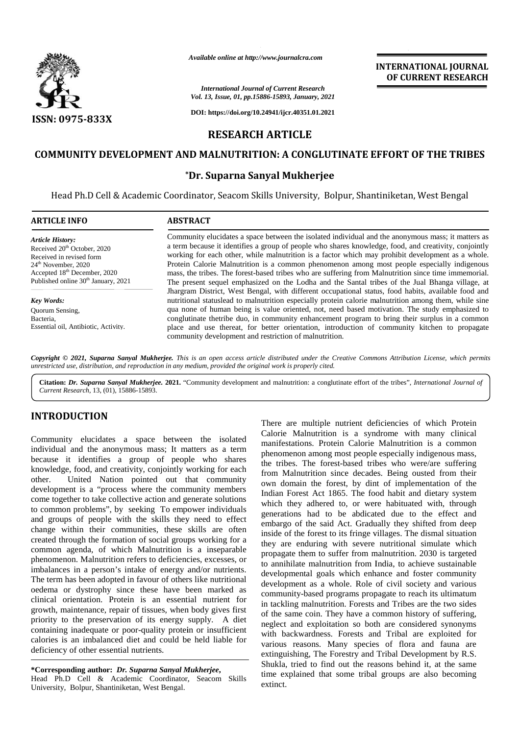*Available online at http://www.journalcra.com*

*International Journal of Current Research*
*Vol. 13, Issue, 01, pp.15886-15893, January, 2021*

**DOI: https://doi.org/10.24941/ijcr.40351.01.2021**

**INTERNATIONAL JOURNAL OF CURRENT RESEARCH**

**ISSN: 0975-833X**

## RESEARCH ARTICLE

# COMMUNITY DEVELOPMENT AND MALNUTRITION: A CONGLUTINATE EFFORT OF THE TRIBES

**\*Dr. Suparna Sanyal Mukherjee**

Head Ph.D Cell & Academic Coordinator, Seacom Skills University, Bolpur, Shantiniketan, West Bengal

### ARTICLE INFO

*Article History:*
Received 20th October, 2020
Received in revised form
24th November, 2020
Accepted 18th December, 2020
Published online 30th January, 2021

*Key Words:*
Quorum Sensing,
Bacteria,
Essential oil, Antibiotic, Activity.

### ABSTRACT

Community elucidates a space between the isolated individual and the anonymous mass; it matters as a term because it identifies a group of people who shares knowledge, food, and creativity, conjointly working for each other, while malnutrition is a factor which may prohibit development as a whole. Protein Calorie Malnutrition is a common phenomenon among most people especially indigenous mass, the tribes. The forest-based tribes who are suffering from Malnutrition since time immemorial. The present sequel emphasized on the Lodha and the Santal tribes of the Jual Bhanga village, at Jhargram District, West Bengal, with different occupational status, food habits, available food and nutritional statuslead to malnutrition especially protein calorie malnutrition among them, while sine qua none of human being is value oriented, not, need based motivation. The study emphasized to conglutinate thetribe duo, in community enhancement program to bring their surplus in a common place and use thereat, for better orientation, introduction of community kitchen to propagate community development and restriction of malnutrition.

*Copyright © 2021, Suparna Sanyal Mukherjee. This is an open access article distributed under the Creative Commons Attribution License, which permits unrestricted use, distribution, and reproduction in any medium, provided the original work is properly cited.*

**Citation:** *Dr. Suparna Sanyal Mukherjee.* **2021.** "Community development and malnutrition: a conglutinate effort of the tribes", *International Journal of Current Research*, 13, (01), 15886-15893.

## INTRODUCTION

Community elucidates a space between the isolated individual and the anonymous mass; It matters as a term because it identifies a group of people who shares knowledge, food, and creativity, conjointly working for each other. United Nation pointed out that community development is a "process where the community members come together to take collective action and generate solutions to common problems", by seeking To empower individuals and groups of people with the skills they need to effect change within their communities, these skills are often created through the formation of social groups working for a common agenda, of which Malnutrition is a inseparable phenomenon. Malnutrition refers to deficiencies, excesses, or imbalances in a person's intake of energy and/or nutrients. The term has been adopted in favour of others like nutritional oedema or dystrophy since these have been marked as clinical orientation. Protein is an essential nutrient for growth, maintenance, repair of tissues, when body gives first priority to the preservation of its energy supply. A diet containing inadequate or poor-quality protein or insufficient calories is an imbalanced diet and could be held liable for deficiency of other essential nutrients.

There are multiple nutrient deficiencies of which Protein Calorie Malnutrition is a syndrome with many clinical manifestations. Protein Calorie Malnutrition is a common phenomenon among most people especially indigenous mass, the tribes. The forest-based tribes who were/are suffering from Malnutrition since decades. Being ousted from their own domain the forest, by dint of implementation of the Indian Forest Act 1865. The food habit and dietary system which they adhered to, or were habituated with, through generations had to be abdicated due to the effect and embargo of the said Act. Gradually they shifted from deep inside of the forest to its fringe villages. The dismal situation they are enduring with severe nutritional simulate which propagate them to suffer from malnutrition. 2030 is targeted to annihilate malnutrition from India, to achieve sustainable developmental goals which enhance and foster community development as a whole. Role of civil society and various community-based programs propagate to reach its ultimatum in tackling malnutrition. Forests and Tribes are the two sides of the same coin. They have a common history of suffering, neglect and exploitation so both are considered synonyms with backwardness. Forests and Tribal are exploited for various reasons. Many species of flora and fauna are extinguishing, The Forestry and Tribal Development by R.S. Shukla, tried to find out the reasons behind it, at the same time explained that some tribal groups are also becoming extinct.

**\*Corresponding author:** *Dr. Suparna Sanyal Mukherjee,*
Head Ph.D Cell & Academic Coordinator, Seacom Skills University, Bolpur, Shantiniketan, West Bengal.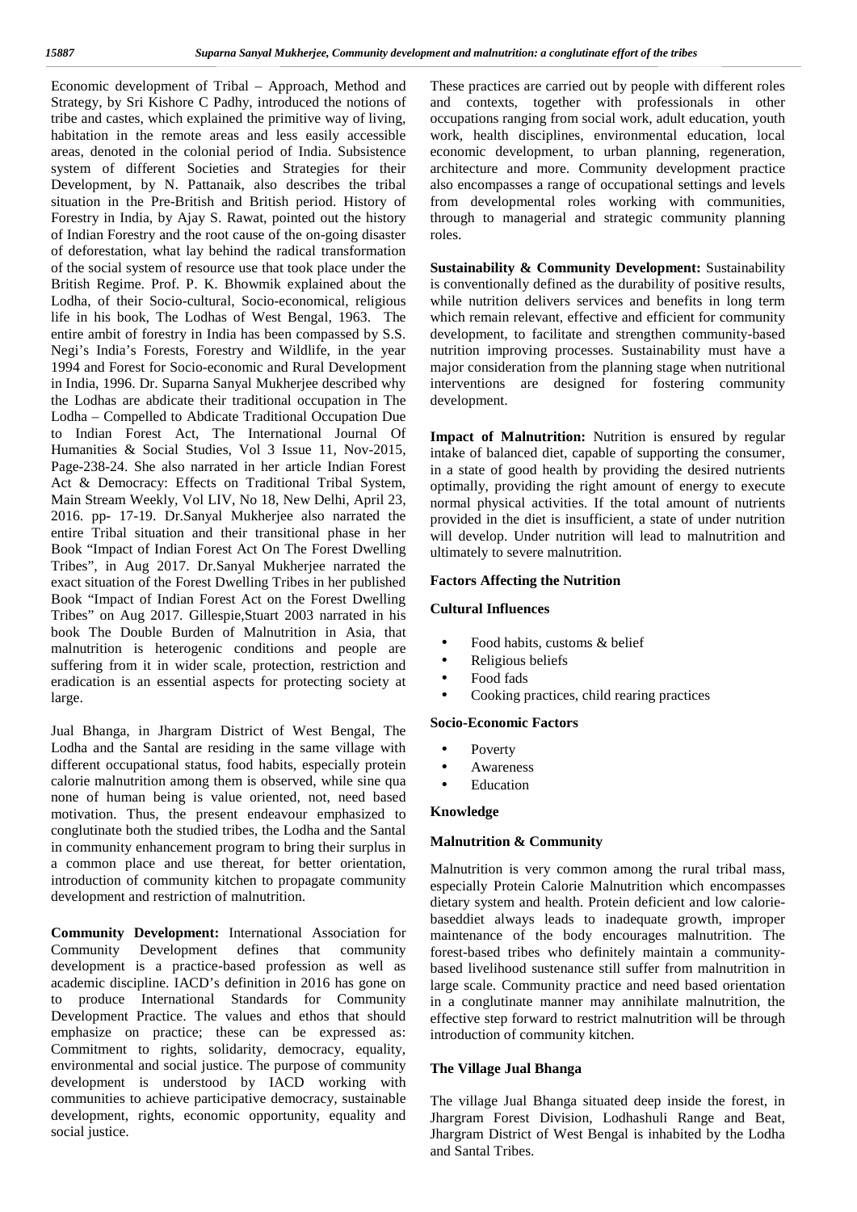Economic development of Tribal – Approach, Method and Strategy, by Sri Kishore C Padhy, introduced the notions of tribe and castes, which explained the primitive way of living, habitation in the remote areas and less easily accessible areas, denoted in the colonial period of India. Subsistence system of different Societies and Strategies for their Development, by N. Pattanaik, also describes the tribal situation in the Pre-British and British period. History of Forestry in India, by Ajay S. Rawat, pointed out the history of Indian Forestry and the root cause of the on-going disaster of deforestation, what lay behind the radical transformation of the social system of resource use that took place under the British Regime. Prof. P. K. Bhowmik explained about the Lodha, of their Socio-cultural, Socio-economical, religious life in his book, The Lodhas of West Bengal, 1963. The entire ambit of forestry in India has been compassed by S.S. Negi's India's Forests, Forestry and Wildlife, in the year 1994 and Forest for Socio-economic and Rural Development in India, 1996. Dr. Suparna Sanyal Mukherjee described why the Lodhas are abdicate their traditional occupation in The Lodha – Compelled to Abdicate Traditional Occupation Due to Indian Forest Act, The International Journal Of Humanities & Social Studies, Vol 3 Issue 11, Nov-2015, Page-238-24. She also narrated in her article Indian Forest Act & Democracy: Effects on Traditional Tribal System, Main Stream Weekly, Vol LIV, No 18, New Delhi, April 23, 2016. pp- 17-19. Dr.Sanyal Mukherjee also narrated the entire Tribal situation and their transitional phase in her Book "Impact of Indian Forest Act On The Forest Dwelling Tribes", in Aug 2017. Dr.Sanyal Mukherjee narrated the exact situation of the Forest Dwelling Tribes in her published Book "Impact of Indian Forest Act on the Forest Dwelling Tribes" on Aug 2017. Gillespie,Stuart 2003 narrated in his book The Double Burden of Malnutrition in Asia, that malnutrition is heterogenic conditions and people are suffering from it in wider scale, protection, restriction and eradication is an essential aspects for protecting society at large.

Jual Bhanga, in Jhargram District of West Bengal, The Lodha and the Santal are residing in the same village with different occupational status, food habits, especially protein calorie malnutrition among them is observed, while sine qua none of human being is value oriented, not, need based motivation. Thus, the present endeavour emphasized to conglutinate both the studied tribes, the Lodha and the Santal in community enhancement program to bring their surplus in a common place and use thereat, for better orientation, introduction of community kitchen to propagate community development and restriction of malnutrition.

**Community Development:** International Association for Community Development defines that community development is a practice-based profession as well as academic discipline. IACD's definition in 2016 has gone on to produce International Standards for Community Development Practice. The values and ethos that should emphasize on practice; these can be expressed as: Commitment to rights, solidarity, democracy, equality, environmental and social justice. The purpose of community development is understood by IACD working with communities to achieve participative democracy, sustainable development, rights, economic opportunity, equality and social justice.

These practices are carried out by people with different roles and contexts, together with professionals in other occupations ranging from social work, adult education, youth work, health disciplines, environmental education, local economic development, to urban planning, regeneration, architecture and more. Community development practice also encompasses a range of occupational settings and levels from developmental roles working with communities, through to managerial and strategic community planning roles.

**Sustainability & Community Development:** Sustainability is conventionally defined as the durability of positive results, while nutrition delivers services and benefits in long term which remain relevant, effective and efficient for community development, to facilitate and strengthen community-based nutrition improving processes. Sustainability must have a major consideration from the planning stage when nutritional interventions are designed for fostering community development.

**Impact of Malnutrition:** Nutrition is ensured by regular intake of balanced diet, capable of supporting the consumer, in a state of good health by providing the desired nutrients optimally, providing the right amount of energy to execute normal physical activities. If the total amount of nutrients provided in the diet is insufficient, a state of under nutrition will develop. Under nutrition will lead to malnutrition and ultimately to severe malnutrition.

**Factors Affecting the Nutrition**

**Cultural Influences**

- Food habits, customs & belief
- Religious beliefs
- Food fads
- Cooking practices, child rearing practices

**Socio-Economic Factors**

- Poverty
- Awareness
- Education

**Knowledge**

**Malnutrition & Community**

Malnutrition is very common among the rural tribal mass, especially Protein Calorie Malnutrition which encompasses dietary system and health. Protein deficient and low calorie-baseddiet always leads to inadequate growth, improper maintenance of the body encourages malnutrition. The forest-based tribes who definitely maintain a community-based livelihood sustenance still suffer from malnutrition in large scale. Community practice and need based orientation in a conglutinate manner may annihilate malnutrition, the effective step forward to restrict malnutrition will be through introduction of community kitchen.

**The Village Jual Bhanga**

The village Jual Bhanga situated deep inside the forest, in Jhargram Forest Division, Lodhashuli Range and Beat, Jhargram District of West Bengal is inhabited by the Lodha and Santal Tribes.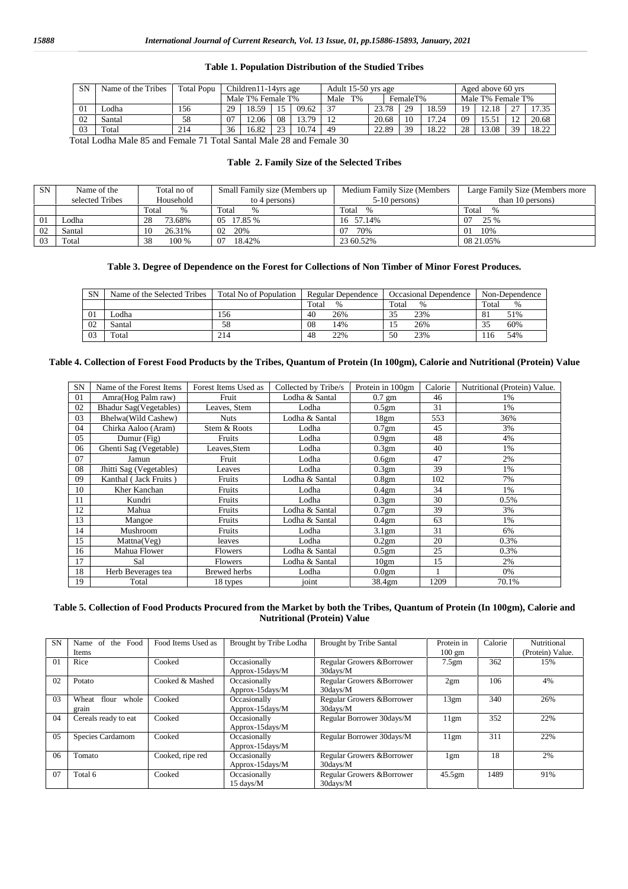**Table 1. Population Distribution of the Studied Tribes**

| SN | Name of the Tribes | Total Popu | Children11-14yrs age | | | | Adult 15-50 yrs age | | | | Aged above 60 yrs | | | |
|---|---|---|---|---|---|---|---|---|---|---|---|---|---|---|
| | | | Male | T% | Female | T% | Male | T% | Female | T% | Male | T% | Female | T% |
| 01 | Lodha | 156 | 29 | 18.59 | 15 | 09.62 | 37 | 23.78 | 29 | 18.59 | 19 | 12.18 | 27 | 17.35 |
| 02 | Santal | 58 | 07 | 12.06 | 08 | 13.79 | 12 | 20.68 | 10 | 17.24 | 09 | 15.51 | 12 | 20.68 |
| 03 | Total | 214 | 36 | 16.82 | 23 | 10.74 | 49 | 22.89 | 39 | 18.22 | 28 | 13.08 | 39 | 18.22 |

Total Lodha Male 85 and Female 71 Total Santal Male 28 and Female 30

**Table 2. Family Size of the Selected Tribes**

| SN | Name of the selected Tribes | Total no of Household | | Small Family size (Members up to 4 persons) | | Medium Family Size (Members 5-10 persons) | | Large Family Size (Members more than 10 persons) | |
|---|---|---|---|---|---|---|---|---|---|
| | | Total | % | Total | % | Total | % | Total | % |
| 01 | Lodha | 28 | 73.68% | 05 | 17.85 % | 16 | 57.14% | 07 | 25 % |
| 02 | Santal | 10 | 26.31% | 02 | 20% | 07 | 70% | 01 | 10% |
| 03 | Total | 38 | 100 % | 07 | 18.42% | 23 | 60.52% | 08 | 21.05% |

**Table 3. Degree of Dependence on the Forest for Collections of Non Timber of Minor Forest Produces.**

| SN | Name of the Selected Tribes | Total No of Population | Regular Dependence | | Occasional Dependence | | Non-Dependence | |
|---|---|---|---|---|---|---|---|---|
| | | | Total | % | Total | % | Total | % |
| 01 | Lodha | 156 | 40 | 26% | 35 | 23% | 81 | 51% |
| 02 | Santal | 58 | 08 | 14% | 15 | 26% | 35 | 60% |
| 03 | Total | 214 | 48 | 22% | 50 | 23% | 116 | 54% |

**Table 4. Collection of Forest Food Products by the Tribes, Quantum of Protein (In 100gm), Calorie and Nutritional (Protein) Value**

| SN | Name of the Forest Items | Forest Items Used as | Collected by Tribe/s | Protein in 100gm | Calorie | Nutritional (Protein) Value. |
|---|---|---|---|---|---|---|
| 01 | Amra(Hog Palm raw) | Fruit | Lodha & Santal | 0.7 gm | 46 | 1% |
| 02 | Bhadur Sag(Vegetables) | Leaves, Stem | Lodha | 0.5gm | 31 | 1% |
| 03 | Bhelwa(Wild Cashew) | Nuts | Lodha & Santal | 18gm | 553 | 36% |
| 04 | Chirka Aaloo (Aram) | Stem & Roots | Lodha | 0.7gm | 45 | 3% |
| 05 | Dumur (Fig) | Fruits | Lodha | 0.9gm | 48 | 4% |
| 06 | Ghenti Sag (Vegetable) | Leaves,Stem | Lodha | 0.3gm | 40 | 1% |
| 07 | Jamun | Fruit | Lodha | 0.6gm | 47 | 2% |
| 08 | Jhitti Sag (Vegetables) | Leaves | Lodha | 0.3gm | 39 | 1% |
| 09 | Kanthal ( Jack Fruits ) | Fruits | Lodha & Santal | 0.8gm | 102 | 7% |
| 10 | Kher Kanchan | Fruits | Lodha | 0.4gm | 34 | 1% |
| 11 | Kundri | Fruits | Lodha | 0.3gm | 30 | 0.5% |
| 12 | Mahua | Fruits | Lodha & Santal | 0.7gm | 39 | 3% |
| 13 | Mangoe | Fruits | Lodha & Santal | 0.4gm | 63 | 1% |
| 14 | Mushroom | Fruits | Lodha | 3.1gm | 31 | 6% |
| 15 | Mattna(Veg) | leaves | Lodha | 0.2gm | 20 | 0.3% |
| 16 | Mahua Flower | Flowers | Lodha & Santal | 0.5gm | 25 | 0.3% |
| 17 | Sal | Flowers | Lodha & Santal | 10gm | 15 | 2% |
| 18 | Herb Beverages tea | Brewed herbs | Lodha | 0.0gm | 1 | 0% |
| 19 | Total | 18 types | joint | 38.4gm | 1209 | 70.1% |

**Table 5. Collection of Food Products Procured from the Market by both the Tribes, Quantum of Protein (In 100gm), Calorie and Nutritional (Protein) Value**

| SN | Name of the Food Items | Food Items Used as | Brought by Tribe Lodha | Brought by Tribe Santal | Protein in 100 gm | Calorie | Nutritional (Protein) Value. |
|---|---|---|---|---|---|---|---|
| 01 | Rice | Cooked | Occasionally Approx-15days/M | Regular Growers &Borrower 30days/M | 7.5gm | 362 | 15% |
| 02 | Potato | Cooked & Mashed | Occasionally Approx-15days/M | Regular Growers &Borrower 30days/M | 2gm | 106 | 4% |
| 03 | Wheat flour whole grain | Cooked | Occasionally Approx-15days/M | Regular Growers &Borrower 30days/M | 13gm | 340 | 26% |
| 04 | Cereals ready to eat | Cooked | Occasionally Approx-15days/M | Regular Borrower 30days/M | 11gm | 352 | 22% |
| 05 | Species Cardamom | Cooked | Occasionally Approx-15days/M | Regular Borrower 30days/M | 11gm | 311 | 22% |
| 06 | Tomato | Cooked, ripe red | Occasionally Approx-15days/M | Regular Growers &Borrower 30days/M | 1gm | 18 | 2% |
| 07 | Total 6 | Cooked | Occasionally 15 days/M | Regular Growers &Borrower 30days/M | 45.5gm | 1489 | 91% |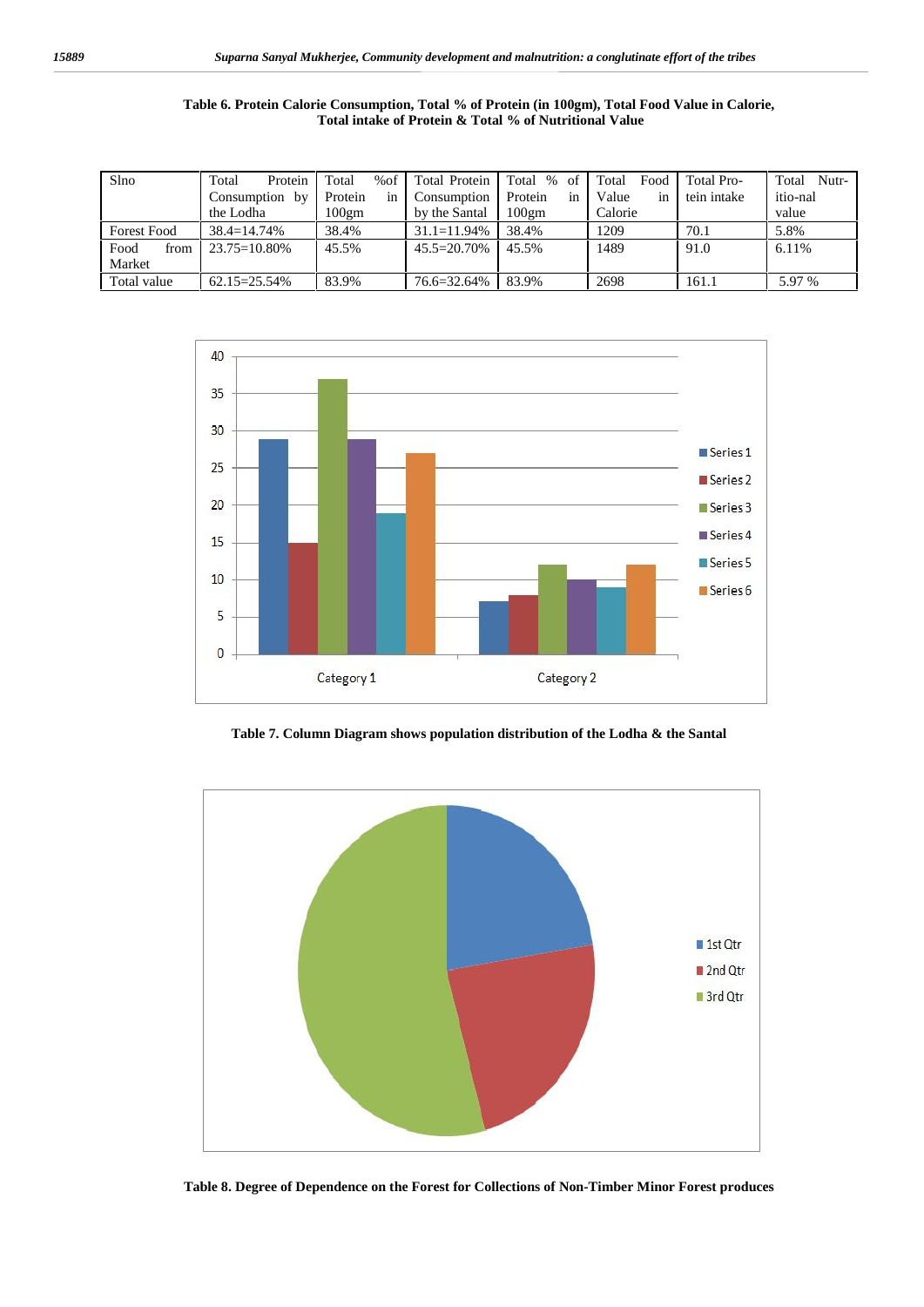**Table 6. Protein Calorie Consumption, Total % of Protein (in 100gm), Total Food Value in Calorie, Total intake of Protein & Total % of Nutritional Value**

| Slno | Total Protein Consumption by the Lodha | Total %of Protein in 100gm | Total Protein Consumption by the Santal | Total % of Protein in 100gm | Total Food Value in Calorie | Total Protein intake | Total Nutritio-nal value |
|---|---|---|---|---|---|---|---|
| Forest Food | 38.4=14.74% | 38.4% | 31.1=11.94% | 38.4% | 1209 | 70.1 | 5.8% |
| Food from Market | 23.75=10.80% | 45.5% | 45.5=20.70% | 45.5% | 1489 | 91.0 | 6.11% |
| Total value | 62.15=25.54% | 83.9% | 76.6=32.64% | 83.9% | 2698 | 161.1 | 5.97 % |

**Table 7. Column Diagram shows population distribution of the Lodha & the Santal**

**Table 8. Degree of Dependence on the Forest for Collections of Non-Timber Minor Forest produces**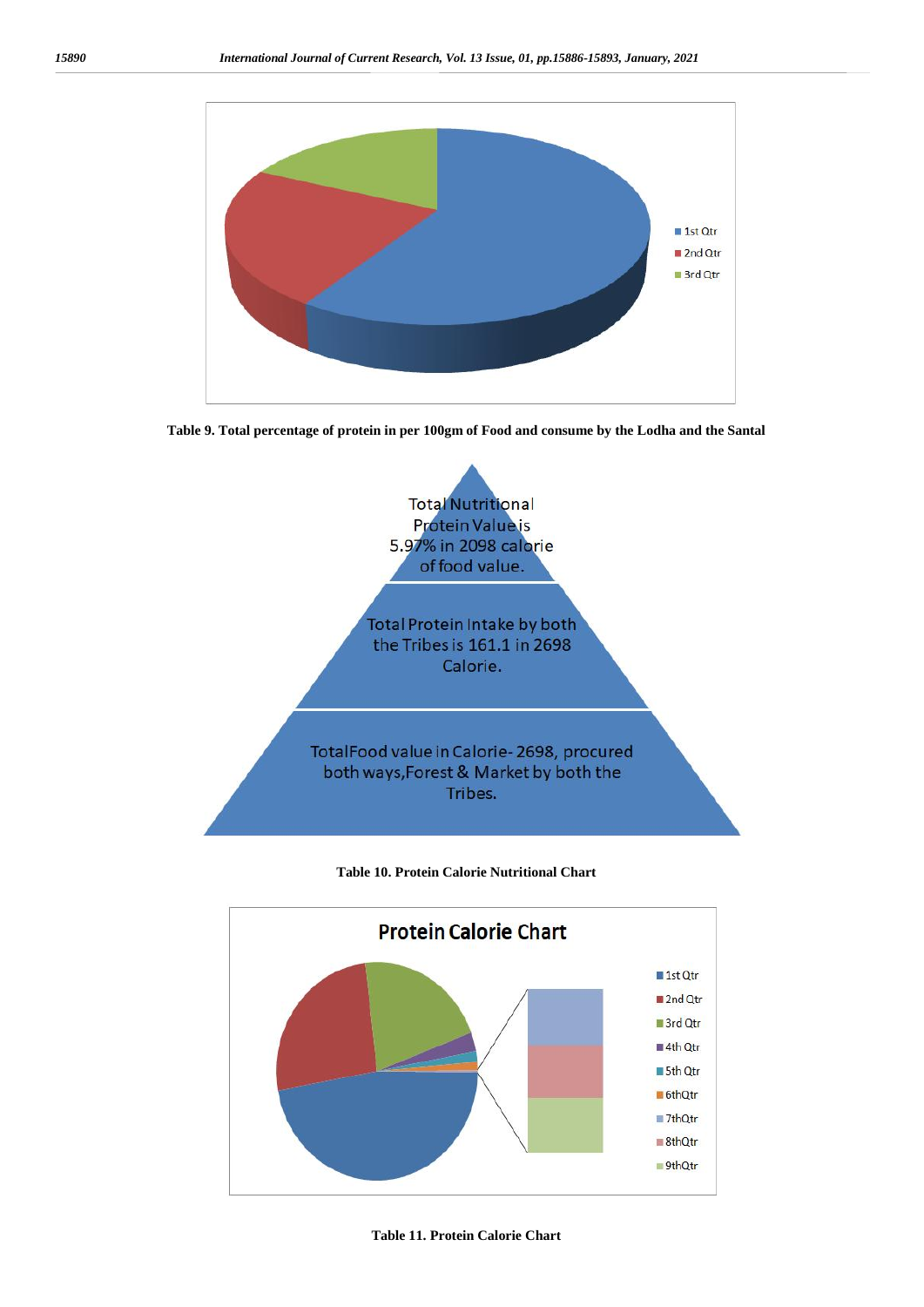**Table 9. Total percentage of protein in per 100gm of Food and consume by the Lodha and the Santal**

Total Nutritional Protein Value is 5.97% in 2098 calorie of food value.

Total Protein Intake by both the Tribes is 161.1 in 2698 Calorie.

TotalFood value in Calorie- 2698, procured both ways,Forest & Market by both the Tribes.

**Table 10. Protein Calorie Nutritional Chart**

**Table 11. Protein Calorie Chart**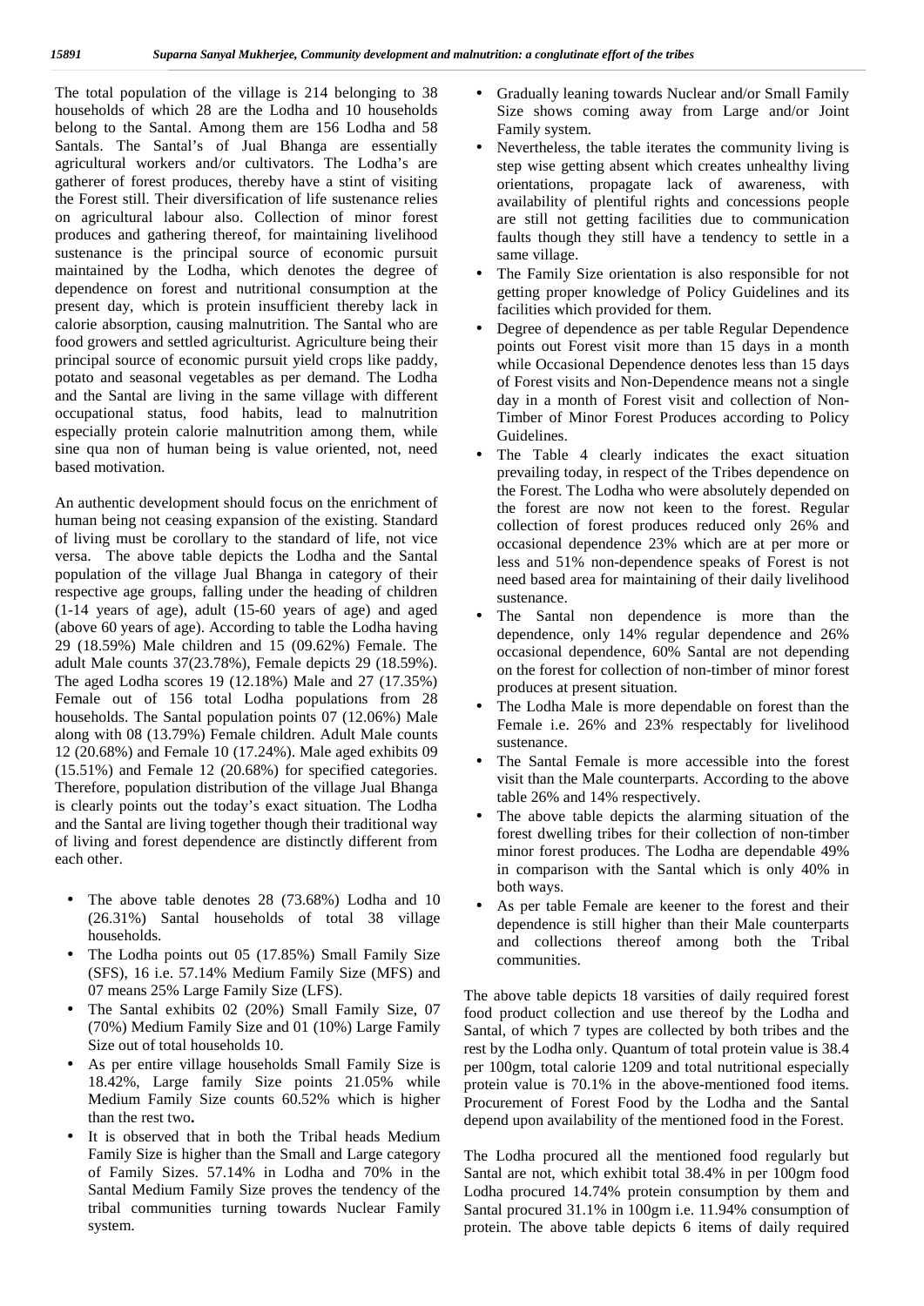The total population of the village is 214 belonging to 38 households of which 28 are the Lodha and 10 households belong to the Santal. Among them are 156 Lodha and 58 Santals. The Santal's of Jual Bhanga are essentially agricultural workers and/or cultivators. The Lodha's are gatherer of forest produces, thereby have a stint of visiting the Forest still. Their diversification of life sustenance relies on agricultural labour also. Collection of minor forest produces and gathering thereof, for maintaining livelihood sustenance is the principal source of economic pursuit maintained by the Lodha, which denotes the degree of dependence on forest and nutritional consumption at the present day, which is protein insufficient thereby lack in calorie absorption, causing malnutrition. The Santal who are food growers and settled agriculturist. Agriculture being their principal source of economic pursuit yield crops like paddy, potato and seasonal vegetables as per demand. The Lodha and the Santal are living in the same village with different occupational status, food habits, lead to malnutrition especially protein calorie malnutrition among them, while sine qua non of human being is value oriented, not, need based motivation.

An authentic development should focus on the enrichment of human being not ceasing expansion of the existing. Standard of living must be corollary to the standard of life, not vice versa. The above table depicts the Lodha and the Santal population of the village Jual Bhanga in category of their respective age groups, falling under the heading of children (1-14 years of age), adult (15-60 years of age) and aged (above 60 years of age). According to table the Lodha having 29 (18.59%) Male children and 15 (09.62%) Female. The adult Male counts 37(23.78%), Female depicts 29 (18.59%). The aged Lodha scores 19 (12.18%) Male and 27 (17.35%) Female out of 156 total Lodha populations from 28 households. The Santal population points 07 (12.06%) Male along with 08 (13.79%) Female children. Adult Male counts 12 (20.68%) and Female 10 (17.24%). Male aged exhibits 09 (15.51%) and Female 12 (20.68%) for specified categories. Therefore, population distribution of the village Jual Bhanga is clearly points out the today's exact situation. The Lodha and the Santal are living together though their traditional way of living and forest dependence are distinctly different from each other.

- The above table denotes 28 (73.68%) Lodha and 10 (26.31%) Santal households of total 38 village households.
- The Lodha points out 05 (17.85%) Small Family Size (SFS), 16 i.e. 57.14% Medium Family Size (MFS) and 07 means 25% Large Family Size (LFS).
- The Santal exhibits 02 (20%) Small Family Size, 07 (70%) Medium Family Size and 01 (10%) Large Family Size out of total households 10.
- As per entire village households Small Family Size is 18.42%, Large family Size points 21.05% while Medium Family Size counts 60.52% which is higher than the rest two**.**
- It is observed that in both the Tribal heads Medium Family Size is higher than the Small and Large category of Family Sizes. 57.14% in Lodha and 70% in the Santal Medium Family Size proves the tendency of the tribal communities turning towards Nuclear Family system.
- Gradually leaning towards Nuclear and/or Small Family Size shows coming away from Large and/or Joint Family system.
- Nevertheless, the table iterates the community living is step wise getting absent which creates unhealthy living orientations, propagate lack of awareness, with availability of plentiful rights and concessions people are still not getting facilities due to communication faults though they still have a tendency to settle in a same village.
- The Family Size orientation is also responsible for not getting proper knowledge of Policy Guidelines and its facilities which provided for them.
- Degree of dependence as per table Regular Dependence points out Forest visit more than 15 days in a month while Occasional Dependence denotes less than 15 days of Forest visits and Non-Dependence means not a single day in a month of Forest visit and collection of Non-Timber of Minor Forest Produces according to Policy Guidelines.
- The Table 4 clearly indicates the exact situation prevailing today, in respect of the Tribes dependence on the Forest. The Lodha who were absolutely depended on the forest are now not keen to the forest. Regular collection of forest produces reduced only 26% and occasional dependence 23% which are at per more or less and 51% non-dependence speaks of Forest is not need based area for maintaining of their daily livelihood sustenance.
- The Santal non dependence is more than the dependence, only 14% regular dependence and 26% occasional dependence, 60% Santal are not depending on the forest for collection of non-timber of minor forest produces at present situation.
- The Lodha Male is more dependable on forest than the Female i.e. 26% and 23% respectably for livelihood sustenance.
- The Santal Female is more accessible into the forest visit than the Male counterparts. According to the above table 26% and 14% respectively.
- The above table depicts the alarming situation of the forest dwelling tribes for their collection of non-timber minor forest produces. The Lodha are dependable 49% in comparison with the Santal which is only 40% in both ways.
- As per table Female are keener to the forest and their dependence is still higher than their Male counterparts and collections thereof among both the Tribal communities.

The above table depicts 18 varsities of daily required forest food product collection and use thereof by the Lodha and Santal, of which 7 types are collected by both tribes and the rest by the Lodha only. Quantum of total protein value is 38.4 per 100gm, total calorie 1209 and total nutritional especially protein value is 70.1% in the above-mentioned food items. Procurement of Forest Food by the Lodha and the Santal depend upon availability of the mentioned food in the Forest.

The Lodha procured all the mentioned food regularly but Santal are not, which exhibit total 38.4% in per 100gm food Lodha procured 14.74% protein consumption by them and Santal procured 31.1% in 100gm i.e. 11.94% consumption of protein. The above table depicts 6 items of daily required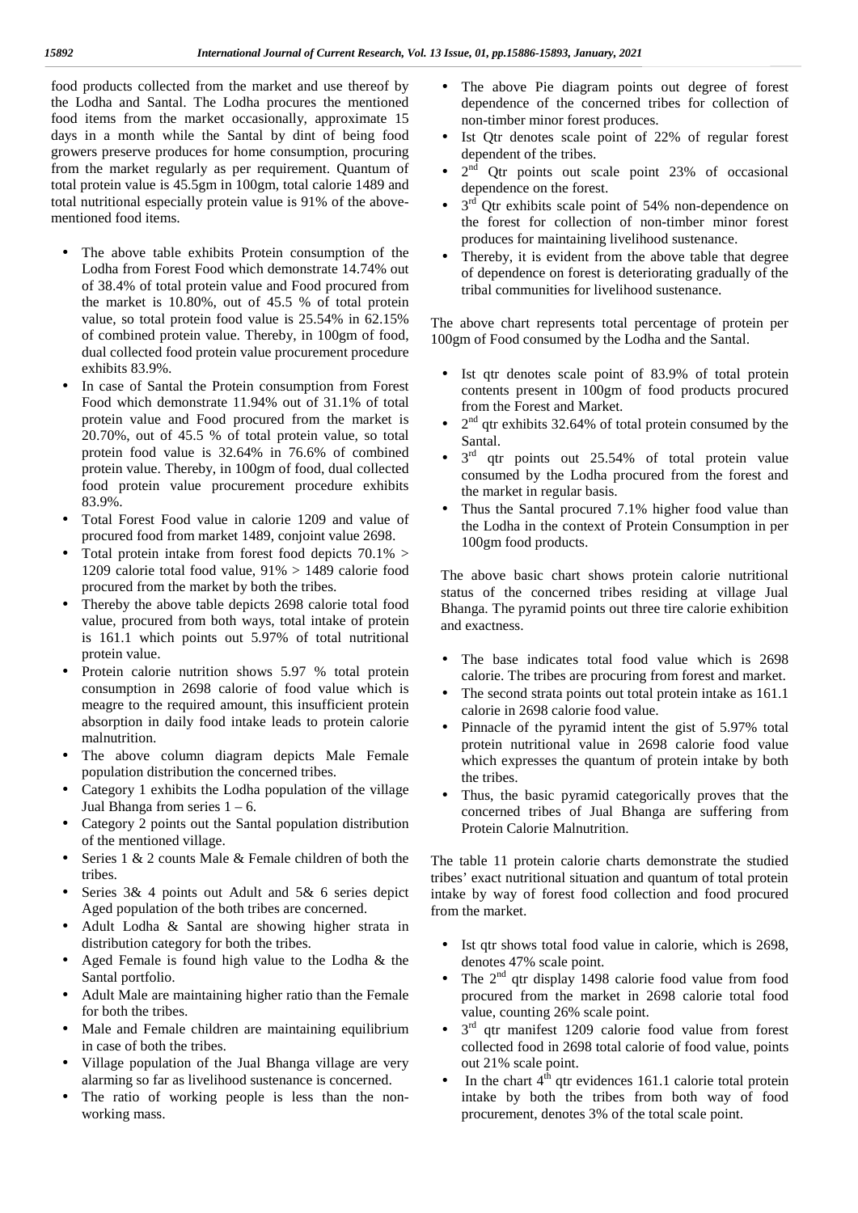food products collected from the market and use thereof by the Lodha and Santal. The Lodha procures the mentioned food items from the market occasionally, approximate 15 days in a month while the Santal by dint of being food growers preserve produces for home consumption, procuring from the market regularly as per requirement. Quantum of total protein value is 45.5gm in 100gm, total calorie 1489 and total nutritional especially protein value is 91% of the above-mentioned food items.

- The above table exhibits Protein consumption of the Lodha from Forest Food which demonstrate 14.74% out of 38.4% of total protein value and Food procured from the market is 10.80%, out of 45.5 % of total protein value, so total protein food value is 25.54% in 62.15% of combined protein value. Thereby, in 100gm of food, dual collected food protein value procurement procedure exhibits 83.9%.
- In case of Santal the Protein consumption from Forest Food which demonstrate 11.94% out of 31.1% of total protein value and Food procured from the market is 20.70%, out of 45.5 % of total protein value, so total protein food value is 32.64% in 76.6% of combined protein value. Thereby, in 100gm of food, dual collected food protein value procurement procedure exhibits 83.9%.
- Total Forest Food value in calorie 1209 and value of procured food from market 1489, conjoint value 2698.
- Total protein intake from forest food depicts 70.1% > 1209 calorie total food value, 91% > 1489 calorie food procured from the market by both the tribes.
- Thereby the above table depicts 2698 calorie total food value, procured from both ways, total intake of protein is 161.1 which points out 5.97% of total nutritional protein value.
- Protein calorie nutrition shows 5.97 % total protein consumption in 2698 calorie of food value which is meagre to the required amount, this insufficient protein absorption in daily food intake leads to protein calorie malnutrition.
- The above column diagram depicts Male Female population distribution the concerned tribes.
- Category 1 exhibits the Lodha population of the village Jual Bhanga from series 1 – 6.
- Category 2 points out the Santal population distribution of the mentioned village.
- Series 1 & 2 counts Male & Female children of both the tribes.
- Series 3& 4 points out Adult and 5& 6 series depict Aged population of the both tribes are concerned.
- Adult Lodha & Santal are showing higher strata in distribution category for both the tribes.
- Aged Female is found high value to the Lodha & the Santal portfolio.
- Adult Male are maintaining higher ratio than the Female for both the tribes.
- Male and Female children are maintaining equilibrium in case of both the tribes.
- Village population of the Jual Bhanga village are very alarming so far as livelihood sustenance is concerned.
- The ratio of working people is less than the non-working mass.
- The above Pie diagram points out degree of forest dependence of the concerned tribes for collection of non-timber minor forest produces.
- Ist Qtr denotes scale point of 22% of regular forest dependent of the tribes.
- 2nd Qtr points out scale point 23% of occasional dependence on the forest.
- 3rd Qtr exhibits scale point of 54% non-dependence on the forest for collection of non-timber minor forest produces for maintaining livelihood sustenance.
- Thereby, it is evident from the above table that degree of dependence on forest is deteriorating gradually of the tribal communities for livelihood sustenance.

The above chart represents total percentage of protein per 100gm of Food consumed by the Lodha and the Santal.

- Ist qtr denotes scale point of 83.9% of total protein contents present in 100gm of food products procured from the Forest and Market.
- 2nd qtr exhibits 32.64% of total protein consumed by the Santal.
- 3rd qtr points out 25.54% of total protein value consumed by the Lodha procured from the forest and the market in regular basis.
- Thus the Santal procured 7.1% higher food value than the Lodha in the context of Protein Consumption in per 100gm food products.

The above basic chart shows protein calorie nutritional status of the concerned tribes residing at village Jual Bhanga. The pyramid points out three tire calorie exhibition and exactness.

- The base indicates total food value which is 2698 calorie. The tribes are procuring from forest and market.
- The second strata points out total protein intake as 161.1 calorie in 2698 calorie food value.
- Pinnacle of the pyramid intent the gist of 5.97% total protein nutritional value in 2698 calorie food value which expresses the quantum of protein intake by both the tribes.
- Thus, the basic pyramid categorically proves that the concerned tribes of Jual Bhanga are suffering from Protein Calorie Malnutrition.

The table 11 protein calorie charts demonstrate the studied tribes' exact nutritional situation and quantum of total protein intake by way of forest food collection and food procured from the market.

- Ist qtr shows total food value in calorie, which is 2698, denotes 47% scale point.
- The 2nd qtr display 1498 calorie food value from food procured from the market in 2698 calorie total food value, counting 26% scale point.
- 3rd qtr manifest 1209 calorie food value from forest collected food in 2698 total calorie of food value, points out 21% scale point.
- In the chart 4th qtr evidences 161.1 calorie total protein intake by both the tribes from both way of food procurement, denotes 3% of the total scale point.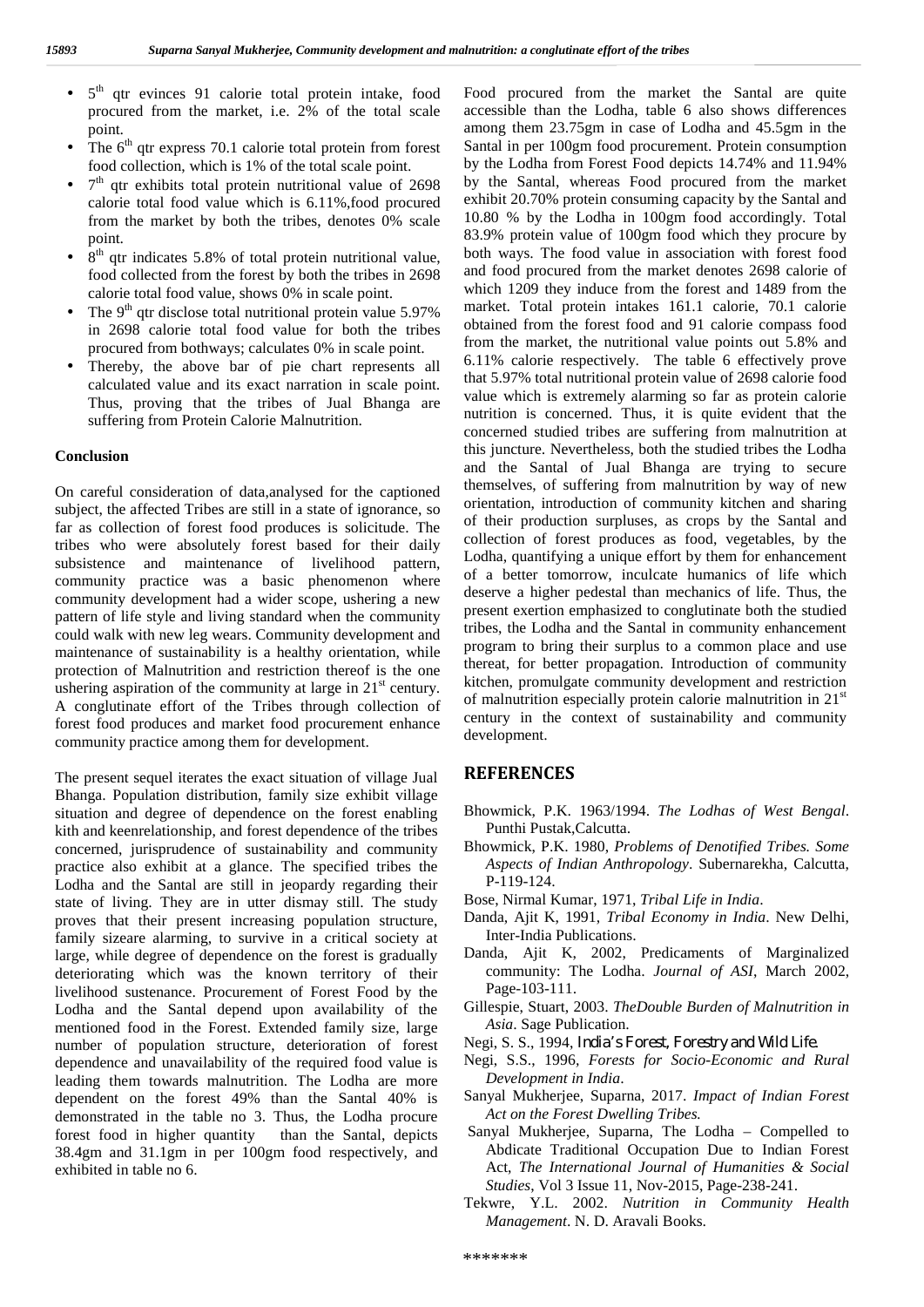- 5th qtr evinces 91 calorie total protein intake, food procured from the market, i.e. 2% of the total scale point.
- The 6th qtr express 70.1 calorie total protein from forest food collection, which is 1% of the total scale point.
- 7th qtr exhibits total protein nutritional value of 2698 calorie total food value which is 6.11%,food procured from the market by both the tribes, denotes 0% scale point.
- 8th qtr indicates 5.8% of total protein nutritional value, food collected from the forest by both the tribes in 2698 calorie total food value, shows 0% in scale point.
- The 9th qtr disclose total nutritional protein value 5.97% in 2698 calorie total food value for both the tribes procured from bothways; calculates 0% in scale point.
- Thereby, the above bar of pie chart represents all calculated value and its exact narration in scale point. Thus, proving that the tribes of Jual Bhanga are suffering from Protein Calorie Malnutrition.

### Conclusion

On careful consideration of data,analysed for the captioned subject, the affected Tribes are still in a state of ignorance, so far as collection of forest food produces is solicitude. The tribes who were absolutely forest based for their daily subsistence and maintenance of livelihood pattern, community practice was a basic phenomenon where community development had a wider scope, ushering a new pattern of life style and living standard when the community could walk with new leg wears. Community development and maintenance of sustainability is a healthy orientation, while protection of Malnutrition and restriction thereof is the one ushering aspiration of the community at large in 21st century. A conglutinate effort of the Tribes through collection of forest food produces and market food procurement enhance community practice among them for development.

The present sequel iterates the exact situation of village Jual Bhanga. Population distribution, family size exhibit village situation and degree of dependence on the forest enabling kith and keenrelationship, and forest dependence of the tribes concerned, jurisprudence of sustainability and community practice also exhibit at a glance. The specified tribes the Lodha and the Santal are still in jeopardy regarding their state of living. They are in utter dismay still. The study proves that their present increasing population structure, family sizeare alarming, to survive in a critical society at large, while degree of dependence on the forest is gradually deteriorating which was the known territory of their livelihood sustenance. Procurement of Forest Food by the Lodha and the Santal depend upon availability of the mentioned food in the Forest. Extended family size, large number of population structure, deterioration of forest dependence and unavailability of the required food value is leading them towards malnutrition. The Lodha are more dependent on the forest 49% than the Santal 40% is demonstrated in the table no 3. Thus, the Lodha procure forest food in higher quantity than the Santal, depicts 38.4gm and 31.1gm in per 100gm food respectively, and exhibited in table no 6. Food procured from the market the Santal are quite accessible than the Lodha, table 6 also shows differences among them 23.75gm in case of Lodha and 45.5gm in the Santal in per 100gm food procurement. Protein consumption by the Lodha from Forest Food depicts 14.74% and 11.94% by the Santal, whereas Food procured from the market exhibit 20.70% protein consuming capacity by the Santal and 10.80 % by the Lodha in 100gm food accordingly. Total 83.9% protein value of 100gm food which they procure by both ways. The food value in association with forest food and food procured from the market denotes 2698 calorie of which 1209 they induce from the forest and 1489 from the market. Total protein intakes 161.1 calorie, 70.1 calorie obtained from the forest food and 91 calorie compass food from the market, the nutritional value points out 5.8% and 6.11% calorie respectively. The table 6 effectively prove that 5.97% total nutritional protein value of 2698 calorie food value which is extremely alarming so far as protein calorie nutrition is concerned. Thus, it is quite evident that the concerned studied tribes are suffering from malnutrition at this juncture. Nevertheless, both the studied tribes the Lodha and the Santal of Jual Bhanga are trying to secure themselves, of suffering from malnutrition by way of new orientation, introduction of community kitchen and sharing of their production surpluses, as crops by the Santal and collection of forest produces as food, vegetables, by the Lodha, quantifying a unique effort by them for enhancement of a better tomorrow, inculcate humanics of life which deserve a higher pedestal than mechanics of life. Thus, the present exertion emphasized to conglutinate both the studied tribes, the Lodha and the Santal in community enhancement program to bring their surplus to a common place and use thereat, for better propagation. Introduction of community kitchen, promulgate community development and restriction of malnutrition especially protein calorie malnutrition in 21st century in the context of sustainability and community development.

## REFERENCES

- Bhowmick, P.K. 1963/1994. *The Lodhas of West Bengal*. Punthi Pustak,Calcutta.
- Bhowmick, P.K. 1980, *Problems of Denotified Tribes. Some Aspects of Indian Anthropology*. Subernarekha, Calcutta, P-119-124.
- Bose, Nirmal Kumar, 1971, *Tribal Life in India*.
- Danda, Ajit K, 1991, *Tribal Economy in India*. New Delhi, Inter-India Publications.
- Danda, Ajit K, 2002, Predicaments of Marginalized community: The Lodha. *Journal of ASI*, March 2002, Page-103-111.
- Gillespie, Stuart, 2003. *TheDouble Burden of Malnutrition in Asia*. Sage Publication.
- Negi, S. S., 1994, India's Forest, Forestry and Wild Life.
- Negi, S.S., 1996, *Forests for Socio-Economic and Rural Development in India*.
- Sanyal Mukherjee, Suparna, 2017. *Impact of Indian Forest Act on the Forest Dwelling Tribes.*
- Sanyal Mukherjee, Suparna, The Lodha – Compelled to Abdicate Traditional Occupation Due to Indian Forest Act, *The International Journal of Humanities & Social Studies*, Vol 3 Issue 11, Nov-2015, Page-238-241.
- Tekwre, Y.L. 2002. *Nutrition in Community Health Management*. N. D. Aravali Books.

*******